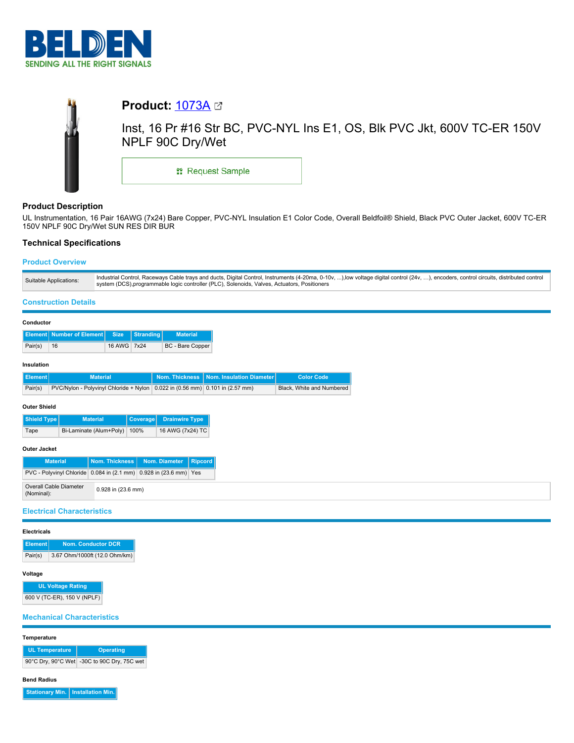BELDEN
SENDING ALL THE RIGHT SIGNALS

# Product: 1073A

Inst, 16 Pr #16 Str BC, PVC-NYL Ins E1, OS, Blk PVC Jkt, 600V TC-ER 150V NPLF 90C Dry/Wet

Request Sample

## Product Description

UL Instrumentation, 16 Pair 16AWG (7x24) Bare Copper, PVC-NYL Insulation E1 Color Code, Overall Beldfoil® Shield, Black PVC Outer Jacket, 600V TC-ER 150V NPLF 90C Dry/Wet SUN RES DIR BUR

## Technical Specifications

### Product Overview

| | |
|---|---|
| Suitable Applications: | Industrial Control, Raceways Cable trays and ducts, Digital Control, Instruments (4-20ma, 0-10v, ...),low voltage digital control (24v, …), encoders, control circuits, distributed control system (DCS),programmable logic controller (PLC), Solenoids, Valves, Actuators, Positioners |

### Construction Details

**Conductor**

| Element | Number of Element | Size | Stranding | Material |
|---|---|---|---|---|
| Pair(s) | 16 | 16 AWG | 7x24 | BC - Bare Copper |

**Insulation**

| Element | Material | Nom. Thickness | Nom. Insulation Diameter | Color Code |
|---|---|---|---|---|
| Pair(s) | PVC/Nylon - Polyvinyl Chloride + Nylon | 0.022 in (0.56 mm) | 0.101 in (2.57 mm) | Black, White and Numbered |

**Outer Shield**

| Shield Type | Material | Coverage | Drainwire Type |
|---|---|---|---|
| Tape | Bi-Laminate (Alum+Poly) | 100% | 16 AWG (7x24) TC |

**Outer Jacket**

| Material | Nom. Thickness | Nom. Diameter | Ripcord |
|---|---|---|---|
| PVC - Polyvinyl Chloride | 0.084 in (2.1 mm) | 0.928 in (23.6 mm) | Yes |

| | |
|---|---|
| Overall Cable Diameter (Nominal): | 0.928 in (23.6 mm) |

### Electrical Characteristics

**Electricals**

| Element | Nom. Conductor DCR |
|---|---|
| Pair(s) | 3.67 Ohm/1000ft (12.0 Ohm/km) |

**Voltage**

| UL Voltage Rating |
|---|
| 600 V (TC-ER), 150 V (NPLF) |

### Mechanical Characteristics

**Temperature**

| UL Temperature | Operating |
|---|---|
| 90°C Dry, 90°C Wet | -30C to 90C Dry, 75C wet |

**Bend Radius**

| Stationary Min. | Installation Min. |
|---|---|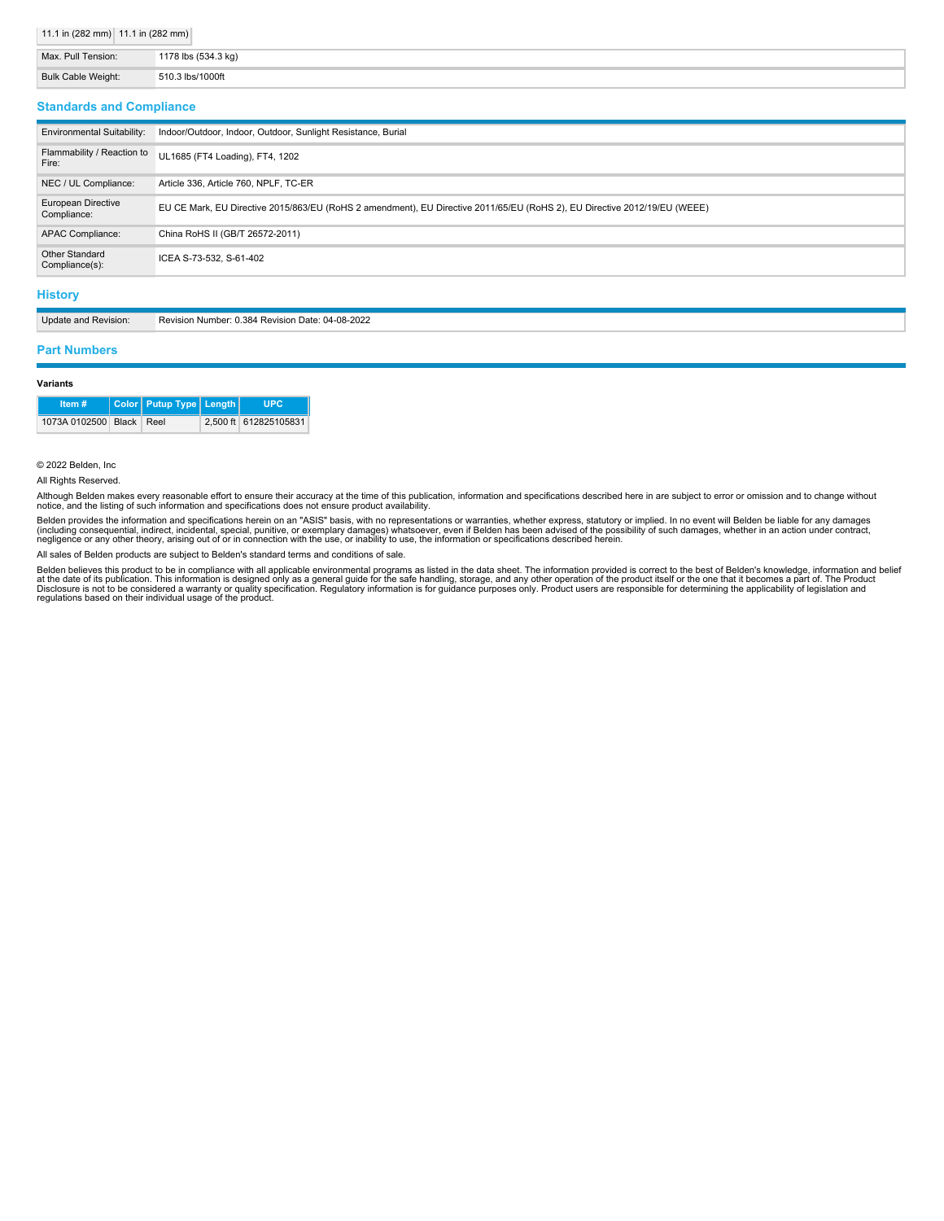| | |
|---|---|
| 11.1 in (282 mm) | 11.1 in (282 mm) |

| | |
|---|---|
| Max. Pull Tension: | 1178 lbs (534.3 kg) |
| Bulk Cable Weight: | 510.3 lbs/1000ft |

## Standards and Compliance

| | |
|---|---|
| Environmental Suitability: | Indoor/Outdoor, Indoor, Outdoor, Sunlight Resistance, Burial |
| Flammability / Reaction to Fire: | UL1685 (FT4 Loading), FT4, 1202 |
| NEC / UL Compliance: | Article 336, Article 760, NPLF, TC-ER |
| European Directive Compliance: | EU CE Mark, EU Directive 2015/863/EU (RoHS 2 amendment), EU Directive 2011/65/EU (RoHS 2), EU Directive 2012/19/EU (WEEE) |
| APAC Compliance: | China RoHS II (GB/T 26572-2011) |
| Other Standard Compliance(s): | ICEA S-73-532, S-61-402 |

## History

| | |
|---|---|
| Update and Revision: | Revision Number: 0.384 Revision Date: 04-08-2022 |

## Part Numbers

**Variants**

| Item # | Color | Putup Type | Length | UPC |
|---|---|---|---|---|
| 1073A 0102500 | Black | Reel | 2,500 ft | 612825105831 |

© 2022 Belden, Inc

All Rights Reserved.

Although Belden makes every reasonable effort to ensure their accuracy at the time of this publication, information and specifications described here in are subject to error or omission and to change without notice, and the listing of such information and specifications does not ensure product availability.

Belden provides the information and specifications herein on an "ASIS" basis, with no representations or warranties, whether express, statutory or implied. In no event will Belden be liable for any damages (including consequential, indirect, incidental, special, punitive, or exemplary damages) whatsoever, even if Belden has been advised of the possibility of such damages, whether in an action under contract, negligence or any other theory, arising out of or in connection with the use, or inability to use, the information or specifications described herein.

All sales of Belden products are subject to Belden's standard terms and conditions of sale.

Belden believes this product to be in compliance with all applicable environmental programs as listed in the data sheet. The information provided is correct to the best of Belden's knowledge, information and belief at the date of its publication. This information is designed only as a general guide for the safe handling, storage, and any other operation of the product itself or the one that it becomes a part of. The Product Disclosure is not to be considered a warranty or quality specification. Regulatory information is for guidance purposes only. Product users are responsible for determining the applicability of legislation and regulations based on their individual usage of the product.